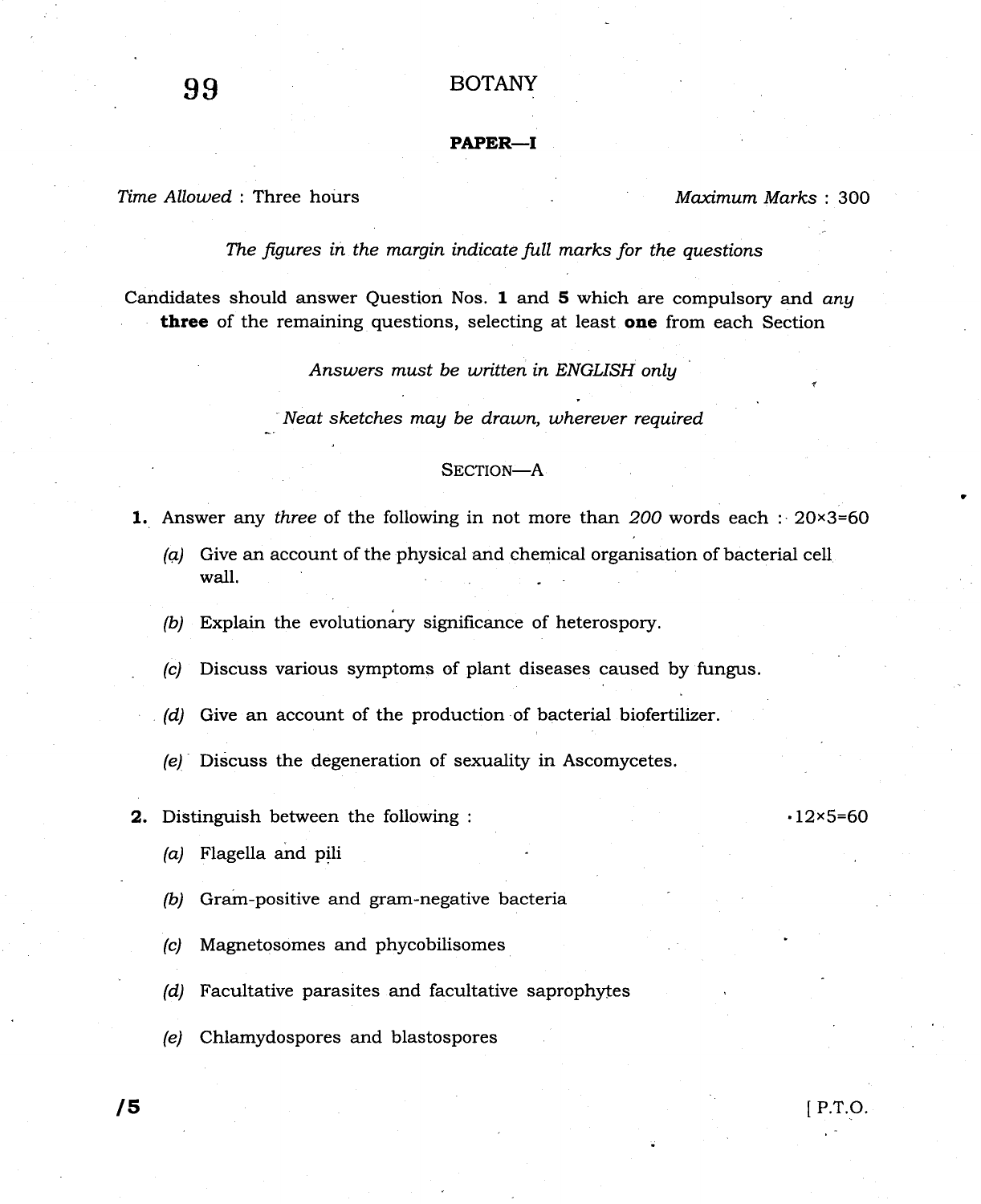# 99 BOTANY

## PAPER—I

*Time Allowed* : Three hours *Maximum Marks* : 300

*The figures in the margin indicate full marks for the questions*

Candidates should answer Question Nos. **1** and **5** which are compulsory and *any* **three** of the remaining questions, selecting at least **one** from each Section

*Answers must be written in ENGLISH only*

*Neat sketches may be drawn, wherever required*

### SECTION—A

**1.** Answer any *three* of the following in not more than *200* words each : 20×3=60

*(a)* Give an account of the physical and chemical organisation of bacterial cell wall.

*(b)* Explain the evolutionary significance of heterospory.

*(c)* Discuss various symptoms of plant diseases caused by fungus.

*(d)* Give an account of the production of bacterial biofertilizer.

*(e)* Discuss the degeneration of sexuality in Ascomycetes.

**2.** Distinguish between the following : 12×5=60

*(a)* Flagella and pili

*(b)* Gram-positive and gram-negative bacteria

*(c)* Magnetosomes and phycobilisomes

*(d)* Facultative parasites and facultative saprophytes

*(e)* Chlamydospores and blastospores

[ P.T.O.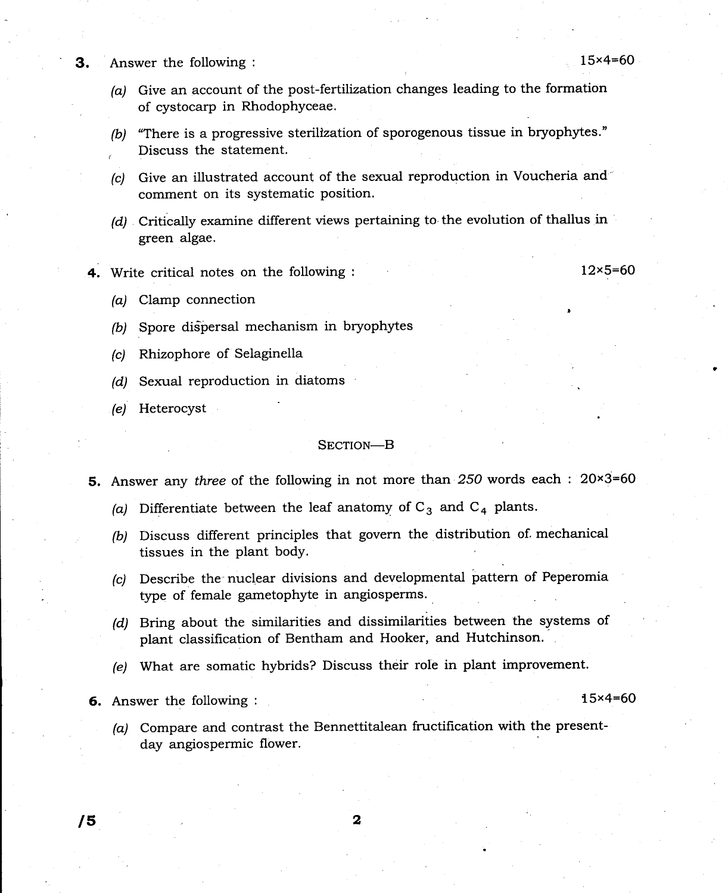3. Answer the following : 15×4=60

(a) Give an account of the post-fertilization changes leading to the formation of cystocarp in Rhodophyceae.

(b) "There is a progressive sterilization of sporogenous tissue in bryophytes." Discuss the statement.

(c) Give an illustrated account of the sexual reproduction in Voucheria and comment on its systematic position.

(d) Critically examine different views pertaining to the evolution of thallus in green algae.

4. Write critical notes on the following : 12×5=60

(a) Clamp connection

(b) Spore dispersal mechanism in bryophytes

(c) Rhizophore of Selaginella

(d) Sexual reproduction in diatoms

(e) Heterocyst

## SECTION—B

5. Answer any *three* of the following in not more than *250* words each : 20×3=60

(a) Differentiate between the leaf anatomy of $C_3$ and $C_4$ plants.

(b) Discuss different principles that govern the distribution of mechanical tissues in the plant body.

(c) Describe the nuclear divisions and developmental pattern of Peperomia type of female gametophyte in angiosperms.

(d) Bring about the similarities and dissimilarities between the systems of plant classification of Bentham and Hooker, and Hutchinson.

(e) What are somatic hybrids? Discuss their role in plant improvement.

6. Answer the following : 15×4=60

(a) Compare and contrast the Bennettitalean fructification with the present-day angiospermic flower.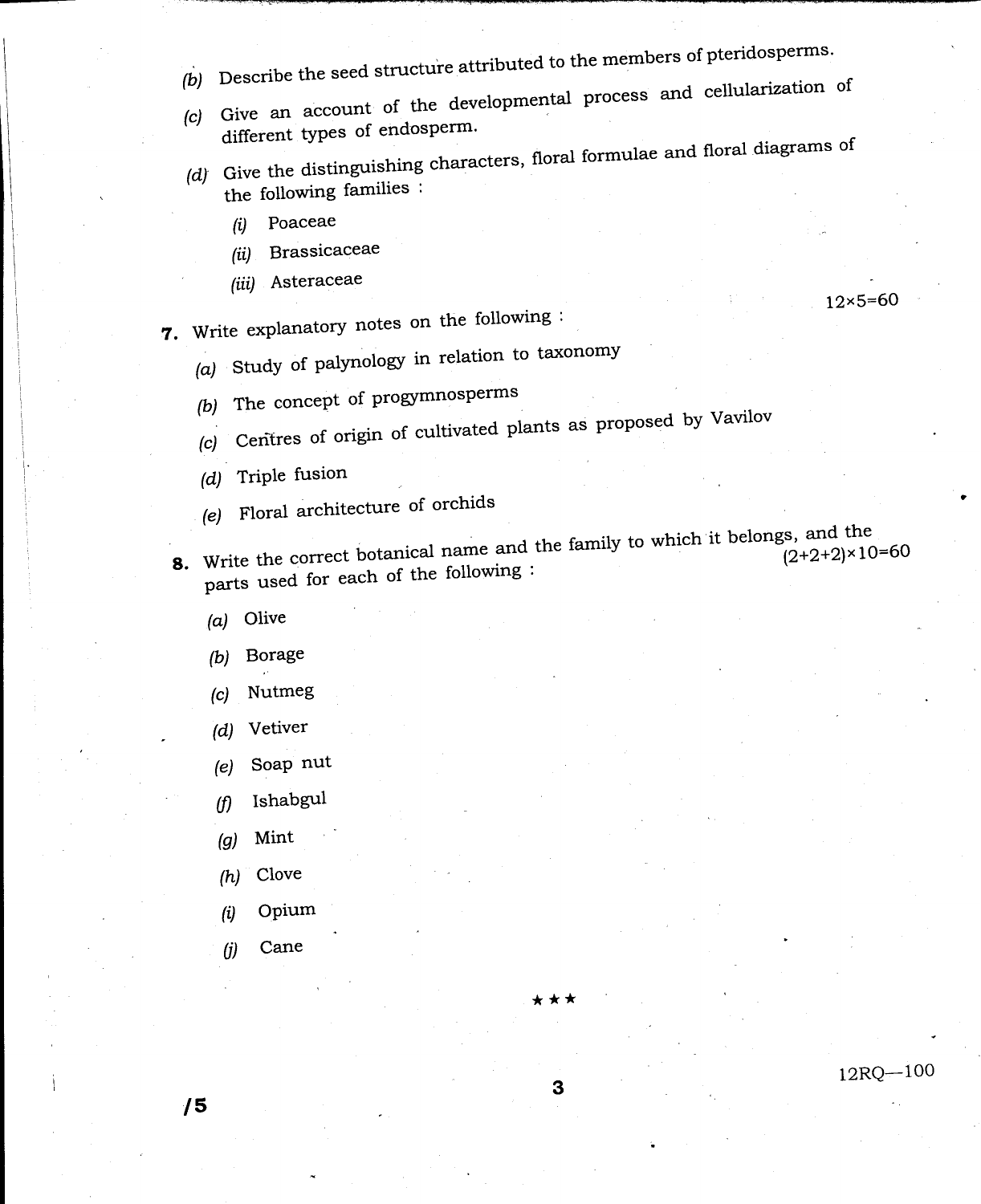(b) Describe the seed structure attributed to the members of pteridosperms.

(c) Give an account of the developmental process and cellularization of different types of endosperm.

(d) Give the distinguishing characters, floral formulae and floral diagrams of the following families :

(i) Poaceae

(ii) Brassicaceae

(iii) Asteraceae

12×5=60

**7.** Write explanatory notes on the following :

(a) Study of palynology in relation to taxonomy

(b) The concept of progymnosperms

(c) Centres of origin of cultivated plants as proposed by Vavilov

(d) Triple fusion

(e) Floral architecture of orchids

(2+2+2)×10=60

**8.** Write the correct botanical name and the family to which it belongs, and the parts used for each of the following :

(a) Olive

(b) Borage

(c) Nutmeg

(d) Vetiver

(e) Soap nut

(f) Ishabgul

(g) Mint

(h) Clove

(i) Opium

(j) Cane

★★★

12RQ—100

/5